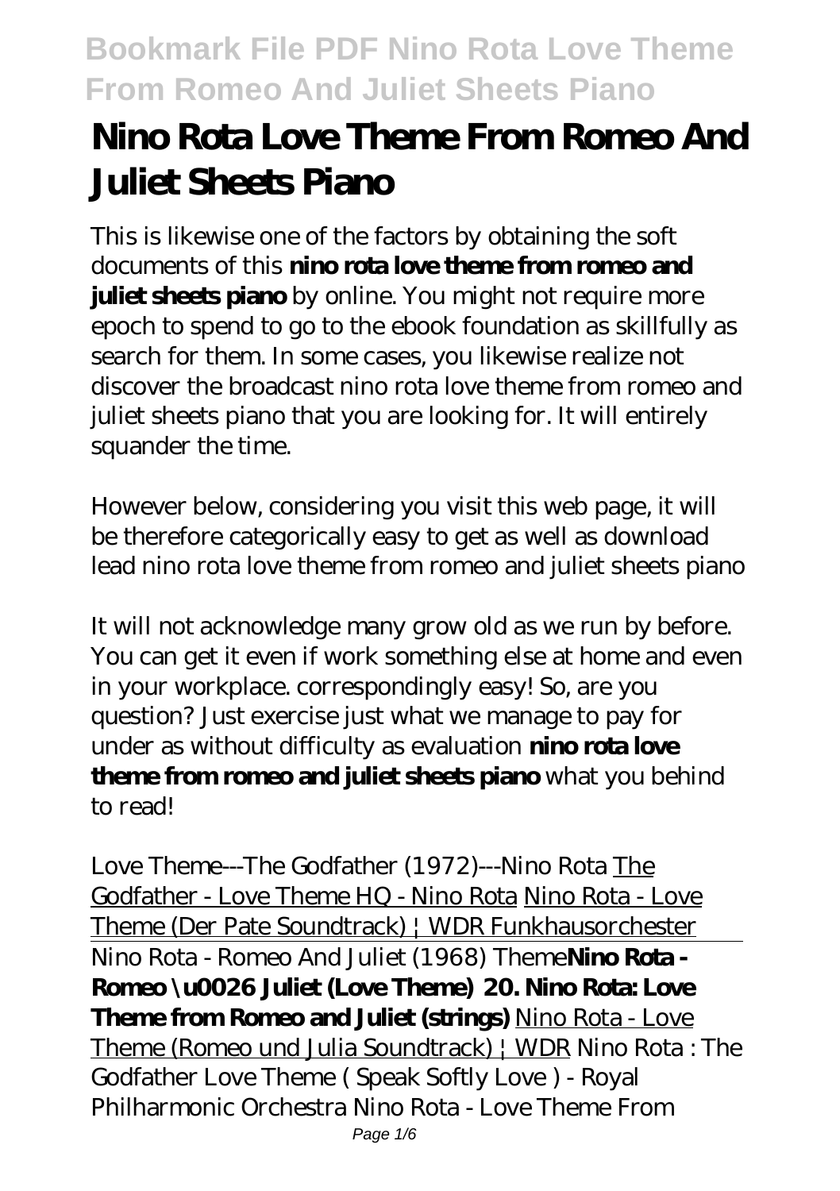# Nino Rota Love Theme From Romeo And Juliet Sheets Piano

This is likewise one of the factors by obtaining the soft documents of this **nino rota love theme from romeo and juliet sheets piano** by online. You might not require more epoch to spend to go to the ebook foundation as skillfully as search for them. In some cases, you likewise realize not discover the broadcast nino rota love theme from romeo and juliet sheets piano that you are looking for. It will entirely squander the time.

However below, considering you visit this web page, it will be therefore categorically easy to get as well as download lead nino rota love theme from romeo and juliet sheets piano

It will not acknowledge many grow old as we run by before. You can get it even if work something else at home and even in your workplace. correspondingly easy! So, are you question? Just exercise just what we manage to pay for under as without difficulty as evaluation **nino rota love theme from romeo and juliet sheets piano** what you behind to read!

*Love Theme---The Godfather (1972)---Nino Rota* The Godfather - Love Theme HQ - Nino Rota Nino Rota - Love Theme (Der Pate Soundtrack) | WDR Funkhausorchester Nino Rota - Romeo And Juliet (1968) Theme **Nino Rota - Romeo \u0026 Juliet (Love Theme) 20. Nino Rota: Love Theme from Romeo and Juliet (strings)** Nino Rota - Love Theme (Romeo und Julia Soundtrack) | WDR *Nino Rota : The Godfather Love Theme ( Speak Softly Love ) - Royal Philharmonic Orchestra* *Nino Rota - Love Theme From*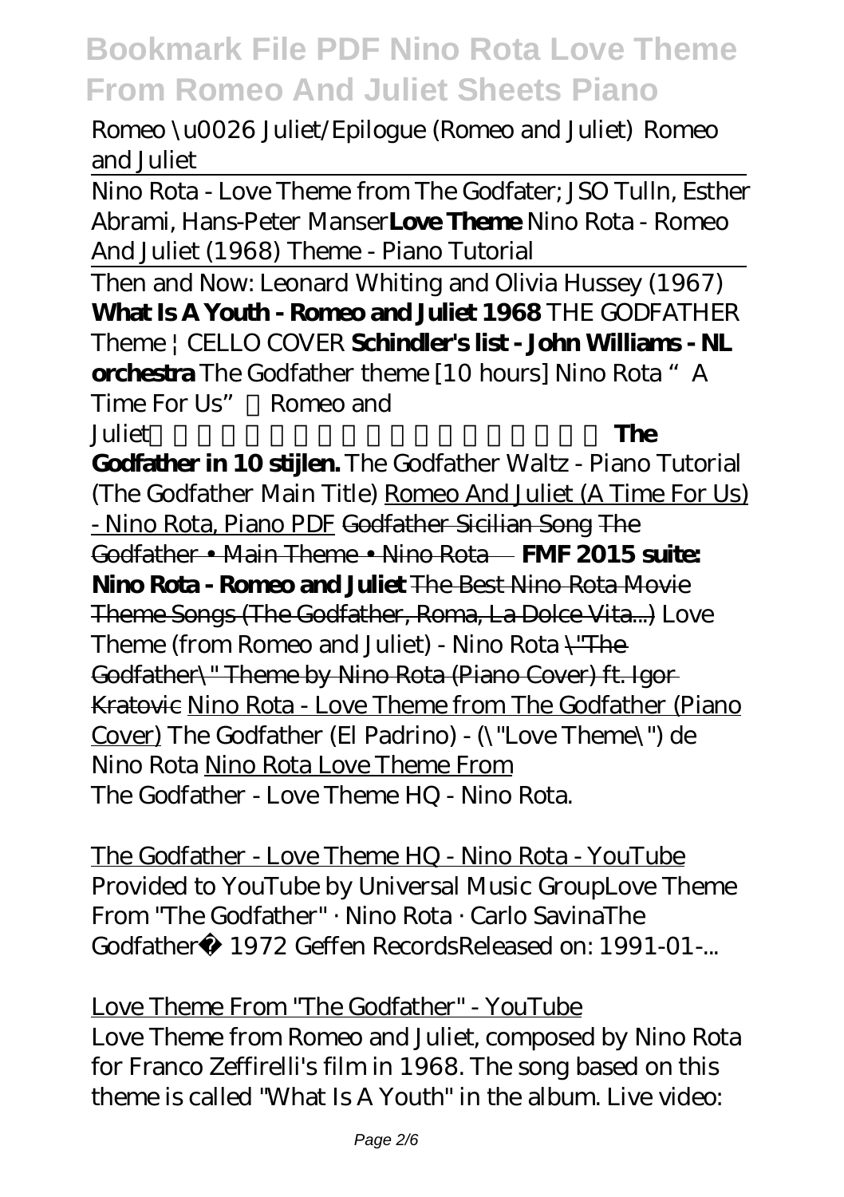Romeo \u0026 Juliet/Epilogue (Romeo and Juliet) Romeo and Juliet

Nino Rota - Love Theme from The Godfater; JSO Tulln, Esther Abrami, Hans-Peter Manser **Love Theme** Nino Rota - Romeo And Juliet (1968) Theme - Piano Tutorial

Then and Now: Leonard Whiting and Olivia Hussey (1967) **What Is A Youth - Romeo and Juliet 1968** THE GODFATHER Theme | CELLO COVER **Schindler's list - John Williams - NL orchestra** The Godfather theme [10 hours] Nino Rota "A Time For Us" （Romeo and Juliet） **The Godfather in 10 stijlen.** The Godfather Waltz - Piano Tutorial (The Godfather Main Title) Romeo And Juliet (A Time For Us) - Nino Rota, Piano PDF ~~Godfather Sicilian Song~~ ~~The Godfather • Main Theme • Nino Rota~~ **FMF 2015 suite: Nino Rota - Romeo and Juliet** ~~The Best Nino Rota Movie Theme Songs (The Godfather, Roma, La Dolce Vita...)~~ Love Theme (from Romeo and Juliet) - Nino Rota ~~\"The Godfather\" Theme by Nino Rota (Piano Cover) ft. Igor Kratovic~~ Nino Rota - Love Theme from The Godfather (Piano Cover) The Godfather (El Padrino) - (\"Love Theme\") de Nino Rota Nino Rota Love Theme From

The Godfather - Love Theme HQ - Nino Rota.

The Godfather - Love Theme HQ - Nino Rota - YouTube

Provided to YouTube by Universal Music GroupLove Theme From "The Godfather" · Nino Rota · Carlo SavinaThe Godfather℗ 1972 Geffen RecordsReleased on: 1991-01-...

Love Theme From "The Godfather" - YouTube

Love Theme from Romeo and Juliet, composed by Nino Rota for Franco Zeffirelli's film in 1968. The song based on this theme is called "What Is A Youth" in the album. Live video: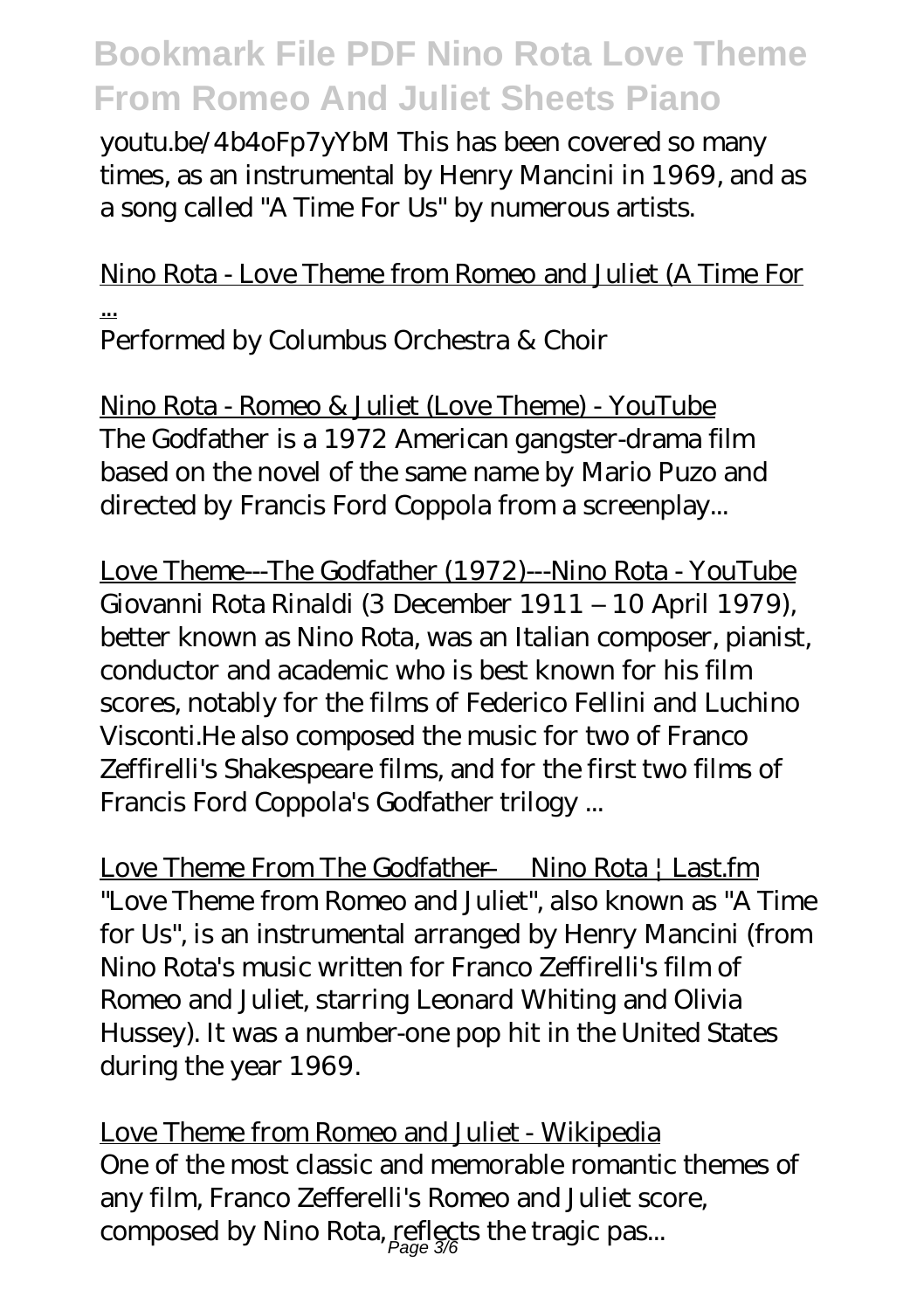youtu.be/4b4oFp7yYbM This has been covered so many times, as an instrumental by Henry Mancini in 1969, and as a song called "A Time For Us" by numerous artists.

Nino Rota - Love Theme from Romeo and Juliet (A Time For ...

Performed by Columbus Orchestra & Choir

Nino Rota - Romeo & Juliet (Love Theme) - YouTube

The Godfather is a 1972 American gangster-drama film based on the novel of the same name by Mario Puzo and directed by Francis Ford Coppola from a screenplay...

Love Theme---The Godfather (1972)---Nino Rota - YouTube

Giovanni Rota Rinaldi (3 December 1911 – 10 April 1979), better known as Nino Rota, was an Italian composer, pianist, conductor and academic who is best known for his film scores, notably for the films of Federico Fellini and Luchino Visconti.He also composed the music for two of Franco Zeffirelli's Shakespeare films, and for the first two films of Francis Ford Coppola's Godfather trilogy ...

Love Theme From The Godfather — Nino Rota | Last.fm

"Love Theme from Romeo and Juliet", also known as "A Time for Us", is an instrumental arranged by Henry Mancini (from Nino Rota's music written for Franco Zeffirelli's film of Romeo and Juliet, starring Leonard Whiting and Olivia Hussey). It was a number-one pop hit in the United States during the year 1969.

Love Theme from Romeo and Juliet - Wikipedia

One of the most classic and memorable romantic themes of any film, Franco Zefferelli's Romeo and Juliet score, composed by Nino Rota, reflects the tragic pas...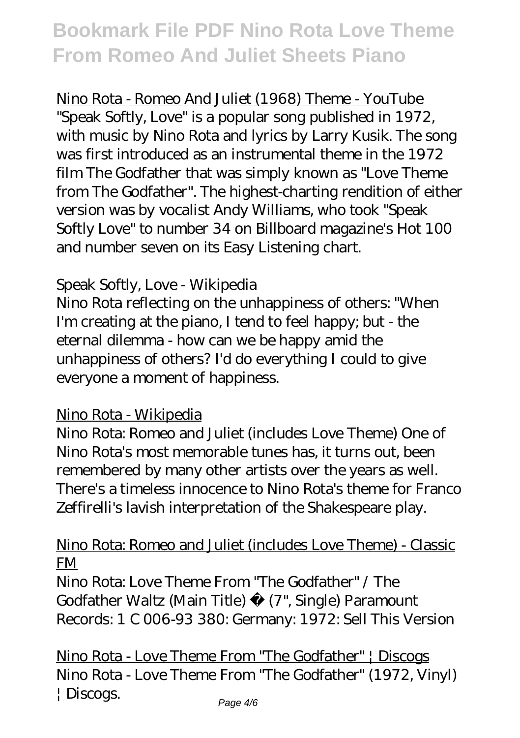Nino Rota - Romeo And Juliet (1968) Theme - YouTube

"Speak Softly, Love" is a popular song published in 1972, with music by Nino Rota and lyrics by Larry Kusik. The song was first introduced as an instrumental theme in the 1972 film The Godfather that was simply known as "Love Theme from The Godfather". The highest-charting rendition of either version was by vocalist Andy Williams, who took "Speak Softly Love" to number 34 on Billboard magazine's Hot 100 and number seven on its Easy Listening chart.

Speak Softly, Love - Wikipedia

Nino Rota reflecting on the unhappiness of others: "When I'm creating at the piano, I tend to feel happy; but - the eternal dilemma - how can we be happy amid the unhappiness of others? I'd do everything I could to give everyone a moment of happiness.

Nino Rota - Wikipedia

Nino Rota: Romeo and Juliet (includes Love Theme) One of Nino Rota's most memorable tunes has, it turns out, been remembered by many other artists over the years as well. There's a timeless innocence to Nino Rota's theme for Franco Zeffirelli's lavish interpretation of the Shakespeare play.

Nino Rota: Romeo and Juliet (includes Love Theme) - Classic FM

Nino Rota: Love Theme From "The Godfather" / The Godfather Waltz (Main Title) (7", Single) Paramount Records: 1 C 006-93 380: Germany: 1972: Sell This Version

Nino Rota - Love Theme From "The Godfather" | Discogs

Nino Rota - Love Theme From "The Godfather" (1972, Vinyl) | Discogs.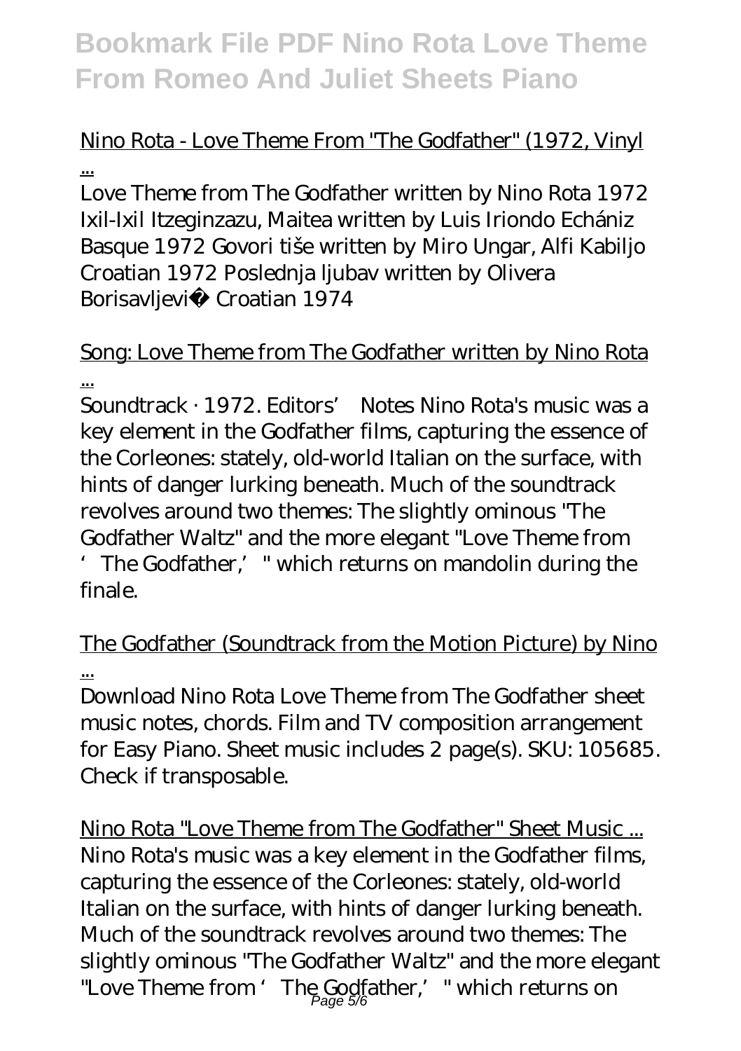Nino Rota - Love Theme From "The Godfather" (1972, Vinyl ...

Love Theme from The Godfather written by Nino Rota 1972 Ixil-Ixil Itzeginzazu, Maitea written by Luis Iriondo Echániz Basque 1972 Govori tiše written by Miro Ungar, Alfi Kabiljo Croatian 1972 Poslednja ljubav written by Olivera Borisavljević Croatian 1974

Song: Love Theme from The Godfather written by Nino Rota ...

Soundtrack · 1972. Editors' Notes Nino Rota's music was a key element in the Godfather films, capturing the essence of the Corleones: stately, old-world Italian on the surface, with hints of danger lurking beneath. Much of the soundtrack revolves around two themes: The slightly ominous "The Godfather Waltz" and the more elegant "Love Theme from 'The Godfather,'" which returns on mandolin during the finale.

The Godfather (Soundtrack from the Motion Picture) by Nino ...

Download Nino Rota Love Theme from The Godfather sheet music notes, chords. Film and TV composition arrangement for Easy Piano. Sheet music includes 2 page(s). SKU: 105685. Check if transposable.

Nino Rota "Love Theme from The Godfather" Sheet Music ...

Nino Rota's music was a key element in the Godfather films, capturing the essence of the Corleones: stately, old-world Italian on the surface, with hints of danger lurking beneath. Much of the soundtrack revolves around two themes: The slightly ominous "The Godfather Waltz" and the more elegant "Love Theme from 'The Godfather,'" which returns on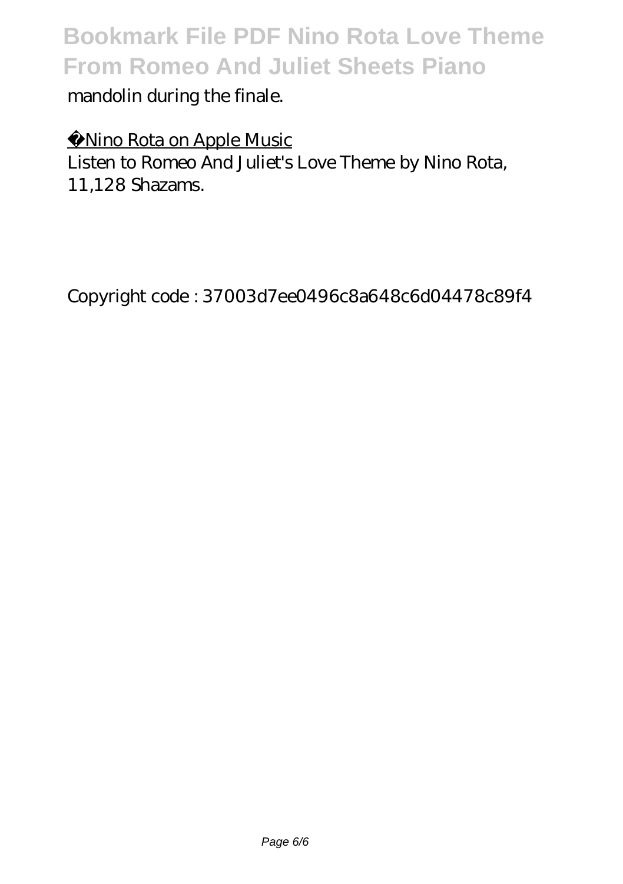mandolin during the finale.

�Nino Rota on Apple Music
Listen to Romeo And Juliet's Love Theme by Nino Rota, 11,128 Shazams.

Copyright code : 37003d7ee0496c8a648c6d04478c89f4